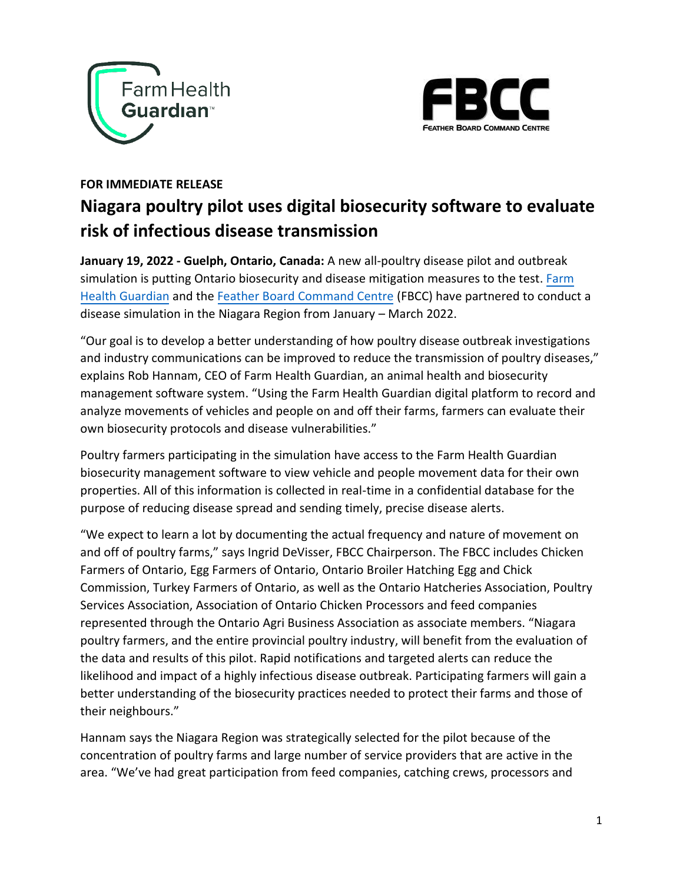**FOR IMMEDIATE RELEASE**

# Niagara poultry pilot uses digital biosecurity software to evaluate risk of infectious disease transmission

**January 19, 2022 - Guelph, Ontario, Canada:** A new all-poultry disease pilot and outbreak simulation is putting Ontario biosecurity and disease mitigation measures to the test. Farm Health Guardian and the Feather Board Command Centre (FBCC) have partnered to conduct a disease simulation in the Niagara Region from January – March 2022.

"Our goal is to develop a better understanding of how poultry disease outbreak investigations and industry communications can be improved to reduce the transmission of poultry diseases," explains Rob Hannam, CEO of Farm Health Guardian, an animal health and biosecurity management software system. "Using the Farm Health Guardian digital platform to record and analyze movements of vehicles and people on and off their farms, farmers can evaluate their own biosecurity protocols and disease vulnerabilities."

Poultry farmers participating in the simulation have access to the Farm Health Guardian biosecurity management software to view vehicle and people movement data for their own properties. All of this information is collected in real-time in a confidential database for the purpose of reducing disease spread and sending timely, precise disease alerts.

"We expect to learn a lot by documenting the actual frequency and nature of movement on and off of poultry farms," says Ingrid DeVisser, FBCC Chairperson. The FBCC includes Chicken Farmers of Ontario, Egg Farmers of Ontario, Ontario Broiler Hatching Egg and Chick Commission, Turkey Farmers of Ontario, as well as the Ontario Hatcheries Association, Poultry Services Association, Association of Ontario Chicken Processors and feed companies represented through the Ontario Agri Business Association as associate members. "Niagara poultry farmers, and the entire provincial poultry industry, will benefit from the evaluation of the data and results of this pilot. Rapid notifications and targeted alerts can reduce the likelihood and impact of a highly infectious disease outbreak. Participating farmers will gain a better understanding of the biosecurity practices needed to protect their farms and those of their neighbours."

Hannam says the Niagara Region was strategically selected for the pilot because of the concentration of poultry farms and large number of service providers that are active in the area. "We've had great participation from feed companies, catching crews, processors and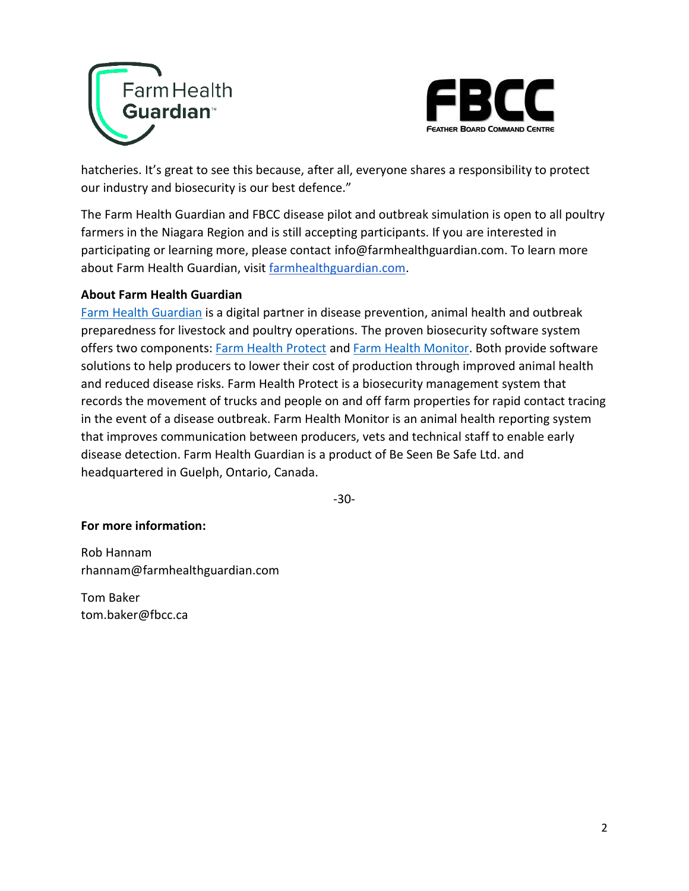hatcheries. It's great to see this because, after all, everyone shares a responsibility to protect our industry and biosecurity is our best defence."

The Farm Health Guardian and FBCC disease pilot and outbreak simulation is open to all poultry farmers in the Niagara Region and is still accepting participants. If you are interested in participating or learning more, please contact info@farmhealthguardian.com. To learn more about Farm Health Guardian, visit farmhealthguardian.com.

**About Farm Health Guardian**

Farm Health Guardian is a digital partner in disease prevention, animal health and outbreak preparedness for livestock and poultry operations. The proven biosecurity software system offers two components: Farm Health Protect and Farm Health Monitor. Both provide software solutions to help producers to lower their cost of production through improved animal health and reduced disease risks. Farm Health Protect is a biosecurity management system that records the movement of trucks and people on and off farm properties for rapid contact tracing in the event of a disease outbreak. Farm Health Monitor is an animal health reporting system that improves communication between producers, vets and technical staff to enable early disease detection. Farm Health Guardian is a product of Be Seen Be Safe Ltd. and headquartered in Guelph, Ontario, Canada.

-30-

**For more information:**

Rob Hannam
rhannam@farmhealthguardian.com

Tom Baker
tom.baker@fbcc.ca